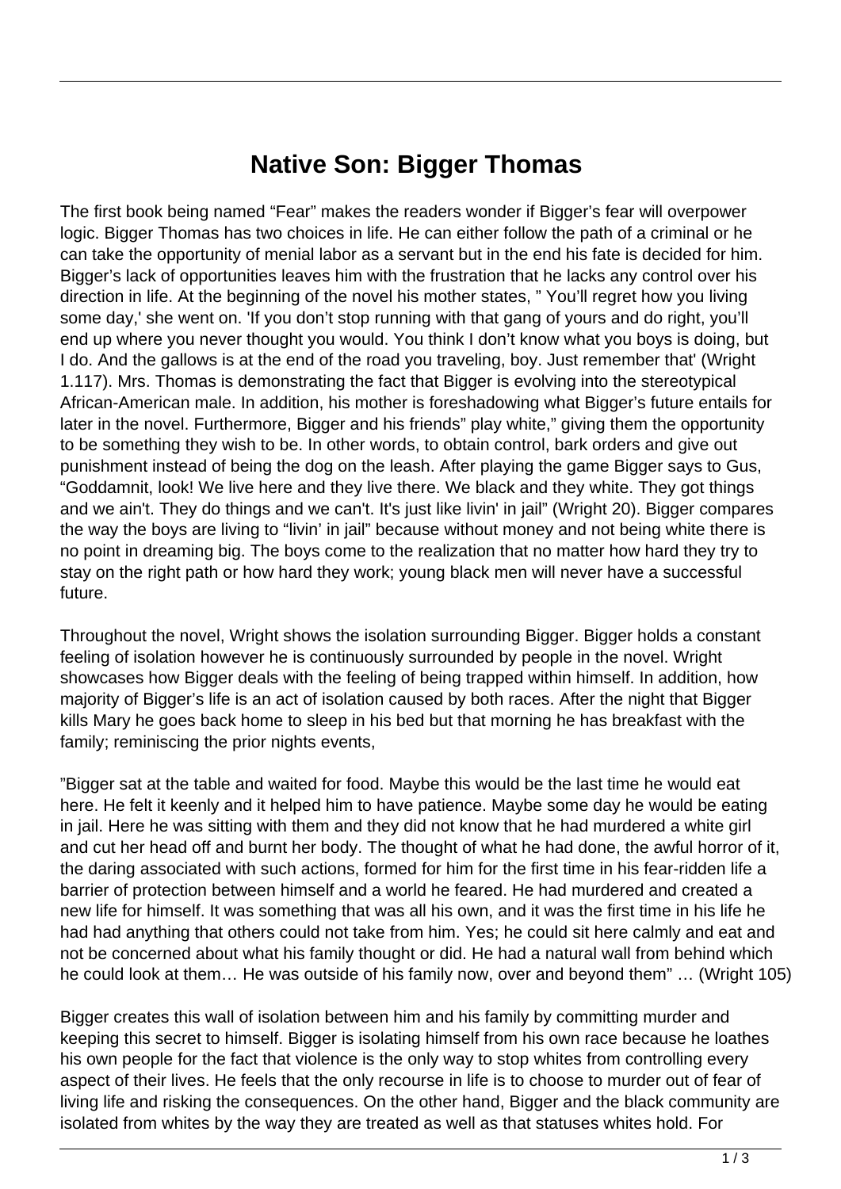# Native Son: Bigger Thomas

The first book being named "Fear" makes the readers wonder if Bigger's fear will overpower logic. Bigger Thomas has two choices in life. He can either follow the path of a criminal or he can take the opportunity of menial labor as a servant but in the end his fate is decided for him. Bigger's lack of opportunities leaves him with the frustration that he lacks any control over his direction in life. At the beginning of the novel his mother states, " You'll regret how you living some day,' she went on. 'If you don't stop running with that gang of yours and do right, you'll end up where you never thought you would. You think I don't know what you boys is doing, but I do. And the gallows is at the end of the road you traveling, boy. Just remember that' (Wright 1.117). Mrs. Thomas is demonstrating the fact that Bigger is evolving into the stereotypical African-American male. In addition, his mother is foreshadowing what Bigger's future entails for later in the novel. Furthermore, Bigger and his friends" play white," giving them the opportunity to be something they wish to be. In other words, to obtain control, bark orders and give out punishment instead of being the dog on the leash. After playing the game Bigger says to Gus, "Goddamnit, look! We live here and they live there. We black and they white. They got things and we ain't. They do things and we can't. It's just like livin' in jail" (Wright 20). Bigger compares the way the boys are living to "livin' in jail" because without money and not being white there is no point in dreaming big. The boys come to the realization that no matter how hard they try to stay on the right path or how hard they work; young black men will never have a successful future.

Throughout the novel, Wright shows the isolation surrounding Bigger. Bigger holds a constant feeling of isolation however he is continuously surrounded by people in the novel. Wright showcases how Bigger deals with the feeling of being trapped within himself. In addition, how majority of Bigger's life is an act of isolation caused by both races. After the night that Bigger kills Mary he goes back home to sleep in his bed but that morning he has breakfast with the family; reminiscing the prior nights events,

"Bigger sat at the table and waited for food. Maybe this would be the last time he would eat here. He felt it keenly and it helped him to have patience. Maybe some day he would be eating in jail. Here he was sitting with them and they did not know that he had murdered a white girl and cut her head off and burnt her body. The thought of what he had done, the awful horror of it, the daring associated with such actions, formed for him for the first time in his fear-ridden life a barrier of protection between himself and a world he feared. He had murdered and created a new life for himself. It was something that was all his own, and it was the first time in his life he had had anything that others could not take from him. Yes; he could sit here calmly and eat and not be concerned about what his family thought or did. He had a natural wall from behind which he could look at them… He was outside of his family now, over and beyond them" … (Wright 105)

Bigger creates this wall of isolation between him and his family by committing murder and keeping this secret to himself. Bigger is isolating himself from his own race because he loathes his own people for the fact that violence is the only way to stop whites from controlling every aspect of their lives. He feels that the only recourse in life is to choose to murder out of fear of living life and risking the consequences. On the other hand, Bigger and the black community are isolated from whites by the way they are treated as well as that statuses whites hold. For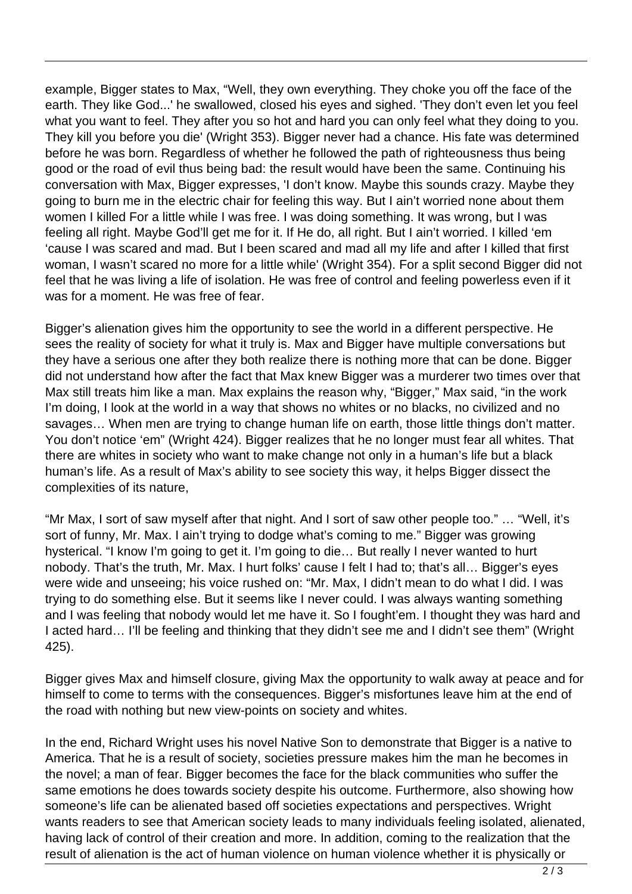example, Bigger states to Max, "Well, they own everything. They choke you off the face of the earth. They like God...' he swallowed, closed his eyes and sighed. 'They don't even let you feel what you want to feel. They after you so hot and hard you can only feel what they doing to you. They kill you before you die' (Wright 353). Bigger never had a chance. His fate was determined before he was born. Regardless of whether he followed the path of righteousness thus being good or the road of evil thus being bad: the result would have been the same. Continuing his conversation with Max, Bigger expresses, 'I don't know. Maybe this sounds crazy. Maybe they going to burn me in the electric chair for feeling this way. But I ain't worried none about them women I killed For a little while I was free. I was doing something. It was wrong, but I was feeling all right. Maybe God'll get me for it. If He do, all right. But I ain't worried. I killed 'em 'cause I was scared and mad. But I been scared and mad all my life and after I killed that first woman, I wasn't scared no more for a little while' (Wright 354). For a split second Bigger did not feel that he was living a life of isolation. He was free of control and feeling powerless even if it was for a moment. He was free of fear.

Bigger's alienation gives him the opportunity to see the world in a different perspective. He sees the reality of society for what it truly is. Max and Bigger have multiple conversations but they have a serious one after they both realize there is nothing more that can be done. Bigger did not understand how after the fact that Max knew Bigger was a murderer two times over that Max still treats him like a man. Max explains the reason why, "Bigger," Max said, "in the work I'm doing, I look at the world in a way that shows no whites or no blacks, no civilized and no savages… When men are trying to change human life on earth, those little things don't matter. You don't notice 'em" (Wright 424). Bigger realizes that he no longer must fear all whites. That there are whites in society who want to make change not only in a human's life but a black human's life. As a result of Max's ability to see society this way, it helps Bigger dissect the complexities of its nature,

"Mr Max, I sort of saw myself after that night. And I sort of saw other people too." … "Well, it's sort of funny, Mr. Max. I ain't trying to dodge what's coming to me." Bigger was growing hysterical. "I know I'm going to get it. I'm going to die… But really I never wanted to hurt nobody. That's the truth, Mr. Max. I hurt folks' cause I felt I had to; that's all… Bigger's eyes were wide and unseeing; his voice rushed on: "Mr. Max, I didn't mean to do what I did. I was trying to do something else. But it seems like I never could. I was always wanting something and I was feeling that nobody would let me have it. So I fought'em. I thought they was hard and I acted hard… I'll be feeling and thinking that they didn't see me and I didn't see them" (Wright 425).

Bigger gives Max and himself closure, giving Max the opportunity to walk away at peace and for himself to come to terms with the consequences. Bigger's misfortunes leave him at the end of the road with nothing but new view-points on society and whites.

In the end, Richard Wright uses his novel Native Son to demonstrate that Bigger is a native to America. That he is a result of society, societies pressure makes him the man he becomes in the novel; a man of fear. Bigger becomes the face for the black communities who suffer the same emotions he does towards society despite his outcome. Furthermore, also showing how someone's life can be alienated based off societies expectations and perspectives. Wright wants readers to see that American society leads to many individuals feeling isolated, alienated, having lack of control of their creation and more. In addition, coming to the realization that the result of alienation is the act of human violence on human violence whether it is physically or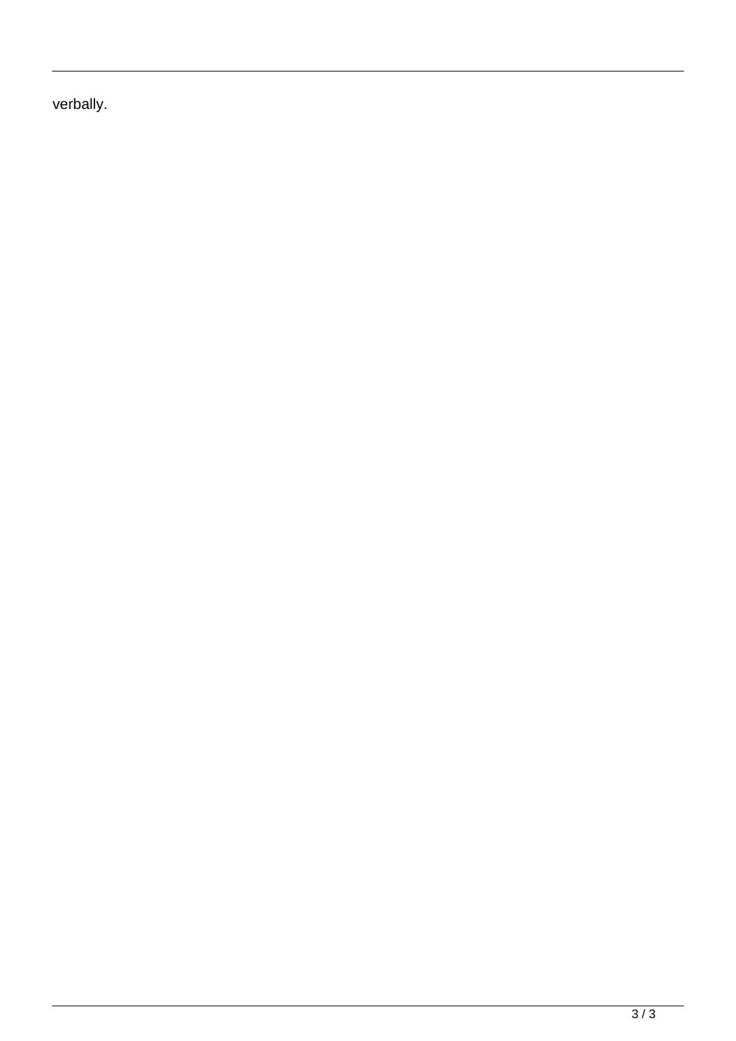verbally.